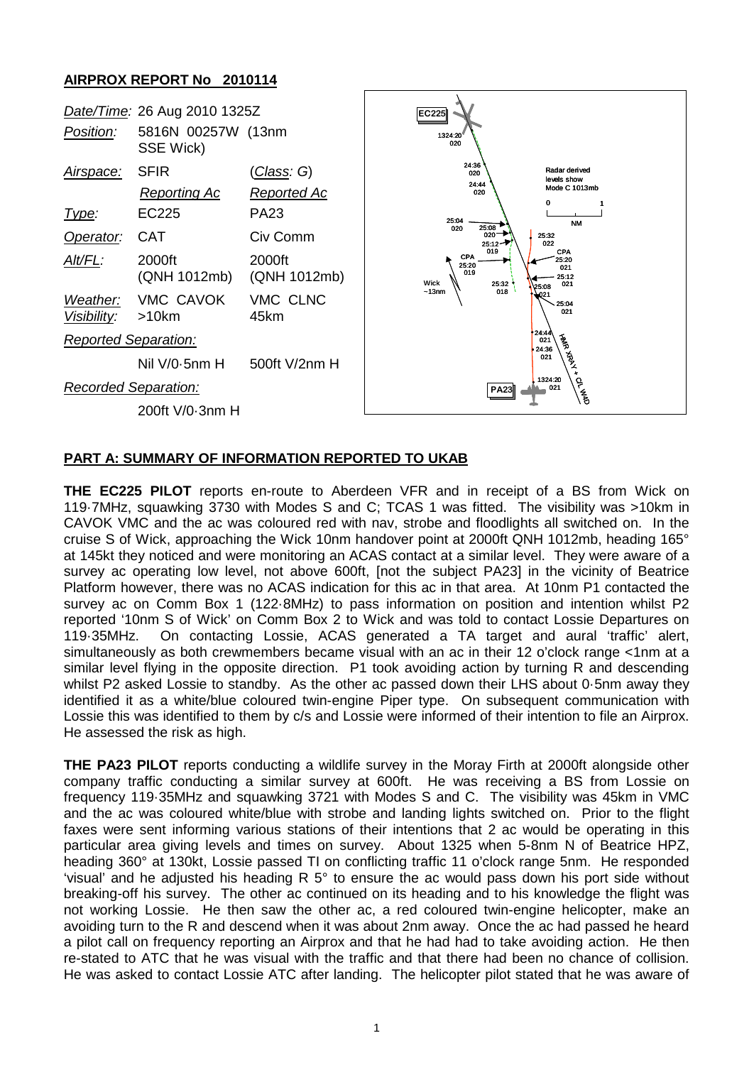## AIRPROX REPORT No 2010114

| | | |
|---|---|---|
| *Date/Time:* | 26 Aug 2010 1325Z | |
| *Position:* | 5816N 00257W (13nm SSE Wick) | |
| *Airspace:* | SFIR | (*Class: G*) |
| | *Reporting Ac* | *Reported Ac* |
| *Type:* | EC225 | PA23 |
| *Operator:* | CAT | Civ Comm |
| *Alt/FL:* | 2000ft (QNH 1012mb) | 2000ft (QNH 1012mb) |
| *Weather:* | VMC CAVOK | VMC CLNC |
| *Visibility:* | >10km | 45km |
| *Reported Separation:* | | |
| | Nil V/0·5nm H | 500ft V/2nm H |
| *Recorded Separation:* | | |
| | 200ft V/0·3nm H | |

### PART A: SUMMARY OF INFORMATION REPORTED TO UKAB

**THE EC225 PILOT** reports en-route to Aberdeen VFR and in receipt of a BS from Wick on 119·7MHz, squawking 3730 with Modes S and C; TCAS 1 was fitted. The visibility was >10km in CAVOK VMC and the ac was coloured red with nav, strobe and floodlights all switched on. In the cruise S of Wick, approaching the Wick 10nm handover point at 2000ft QNH 1012mb, heading 165° at 145kt they noticed and were monitoring an ACAS contact at a similar level. They were aware of a survey ac operating low level, not above 600ft, [not the subject PA23] in the vicinity of Beatrice Platform however, there was no ACAS indication for this ac in that area. At 10nm P1 contacted the survey ac on Comm Box 1 (122·8MHz) to pass information on position and intention whilst P2 reported '10nm S of Wick' on Comm Box 2 to Wick and was told to contact Lossie Departures on 119·35MHz. On contacting Lossie, ACAS generated a TA target and aural 'traffic' alert, simultaneously as both crewmembers became visual with an ac in their 12 o'clock range <1nm at a similar level flying in the opposite direction. P1 took avoiding action by turning R and descending whilst P2 asked Lossie to standby. As the other ac passed down their LHS about 0·5nm away they identified it as a white/blue coloured twin-engine Piper type. On subsequent communication with Lossie this was identified to them by c/s and Lossie were informed of their intention to file an Airprox. He assessed the risk as high.

**THE PA23 PILOT** reports conducting a wildlife survey in the Moray Firth at 2000ft alongside other company traffic conducting a similar survey at 600ft. He was receiving a BS from Lossie on frequency 119·35MHz and squawking 3721 with Modes S and C. The visibility was 45km in VMC and the ac was coloured white/blue with strobe and landing lights switched on. Prior to the flight faxes were sent informing various stations of their intentions that 2 ac would be operating in this particular area giving levels and times on survey. About 1325 when 5-8nm N of Beatrice HPZ, heading 360° at 130kt, Lossie passed TI on conflicting traffic 11 o'clock range 5nm. He responded 'visual' and he adjusted his heading R 5° to ensure the ac would pass down his port side without breaking-off his survey. The other ac continued on its heading and to his knowledge the flight was not working Lossie. He then saw the other ac, a red coloured twin-engine helicopter, make an avoiding turn to the R and descend when it was about 2nm away. Once the ac had passed he heard a pilot call on frequency reporting an Airprox and that he had had to take avoiding action. He then re-stated to ATC that he was visual with the traffic and that there had been no chance of collision. He was asked to contact Lossie ATC after landing. The helicopter pilot stated that he was aware of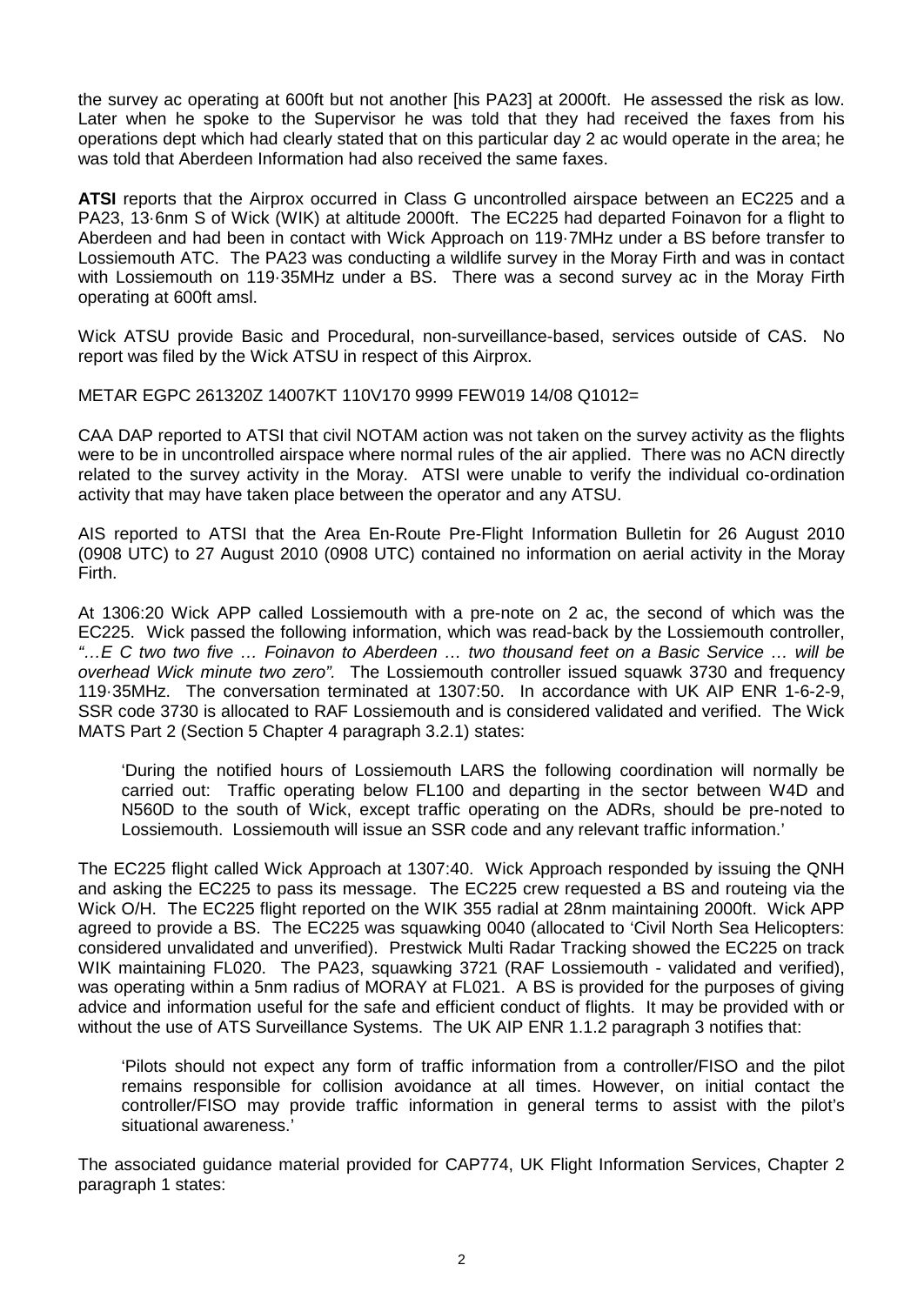the survey ac operating at 600ft but not another [his PA23] at 2000ft. He assessed the risk as low. Later when he spoke to the Supervisor he was told that they had received the faxes from his operations dept which had clearly stated that on this particular day 2 ac would operate in the area; he was told that Aberdeen Information had also received the same faxes.

**ATSI** reports that the Airprox occurred in Class G uncontrolled airspace between an EC225 and a PA23, 13·6nm S of Wick (WIK) at altitude 2000ft. The EC225 had departed Foinavon for a flight to Aberdeen and had been in contact with Wick Approach on 119·7MHz under a BS before transfer to Lossiemouth ATC. The PA23 was conducting a wildlife survey in the Moray Firth and was in contact with Lossiemouth on 119·35MHz under a BS. There was a second survey ac in the Moray Firth operating at 600ft amsl.

Wick ATSU provide Basic and Procedural, non-surveillance-based, services outside of CAS. No report was filed by the Wick ATSU in respect of this Airprox.

METAR EGPC 261320Z 14007KT 110V170 9999 FEW019 14/08 Q1012=

CAA DAP reported to ATSI that civil NOTAM action was not taken on the survey activity as the flights were to be in uncontrolled airspace where normal rules of the air applied. There was no ACN directly related to the survey activity in the Moray. ATSI were unable to verify the individual co-ordination activity that may have taken place between the operator and any ATSU.

AIS reported to ATSI that the Area En-Route Pre-Flight Information Bulletin for 26 August 2010 (0908 UTC) to 27 August 2010 (0908 UTC) contained no information on aerial activity in the Moray Firth.

At 1306:20 Wick APP called Lossiemouth with a pre-note on 2 ac, the second of which was the EC225. Wick passed the following information, which was read-back by the Lossiemouth controller, *"…E C two two five … Foinavon to Aberdeen … two thousand feet on a Basic Service … will be overhead Wick minute two zero".* The Lossiemouth controller issued squawk 3730 and frequency 119·35MHz. The conversation terminated at 1307:50. In accordance with UK AIP ENR 1-6-2-9, SSR code 3730 is allocated to RAF Lossiemouth and is considered validated and verified. The Wick MATS Part 2 (Section 5 Chapter 4 paragraph 3.2.1) states:

> 'During the notified hours of Lossiemouth LARS the following coordination will normally be carried out: Traffic operating below FL100 and departing in the sector between W4D and N560D to the south of Wick, except traffic operating on the ADRs, should be pre-noted to Lossiemouth. Lossiemouth will issue an SSR code and any relevant traffic information.'

The EC225 flight called Wick Approach at 1307:40. Wick Approach responded by issuing the QNH and asking the EC225 to pass its message. The EC225 crew requested a BS and routeing via the Wick O/H. The EC225 flight reported on the WIK 355 radial at 28nm maintaining 2000ft. Wick APP agreed to provide a BS. The EC225 was squawking 0040 (allocated to 'Civil North Sea Helicopters: considered unvalidated and unverified). Prestwick Multi Radar Tracking showed the EC225 on track WIK maintaining FL020. The PA23, squawking 3721 (RAF Lossiemouth - validated and verified), was operating within a 5nm radius of MORAY at FL021. A BS is provided for the purposes of giving advice and information useful for the safe and efficient conduct of flights. It may be provided with or without the use of ATS Surveillance Systems. The UK AIP ENR 1.1.2 paragraph 3 notifies that:

> 'Pilots should not expect any form of traffic information from a controller/FISO and the pilot remains responsible for collision avoidance at all times. However, on initial contact the controller/FISO may provide traffic information in general terms to assist with the pilot's situational awareness.'

The associated guidance material provided for CAP774, UK Flight Information Services, Chapter 2 paragraph 1 states: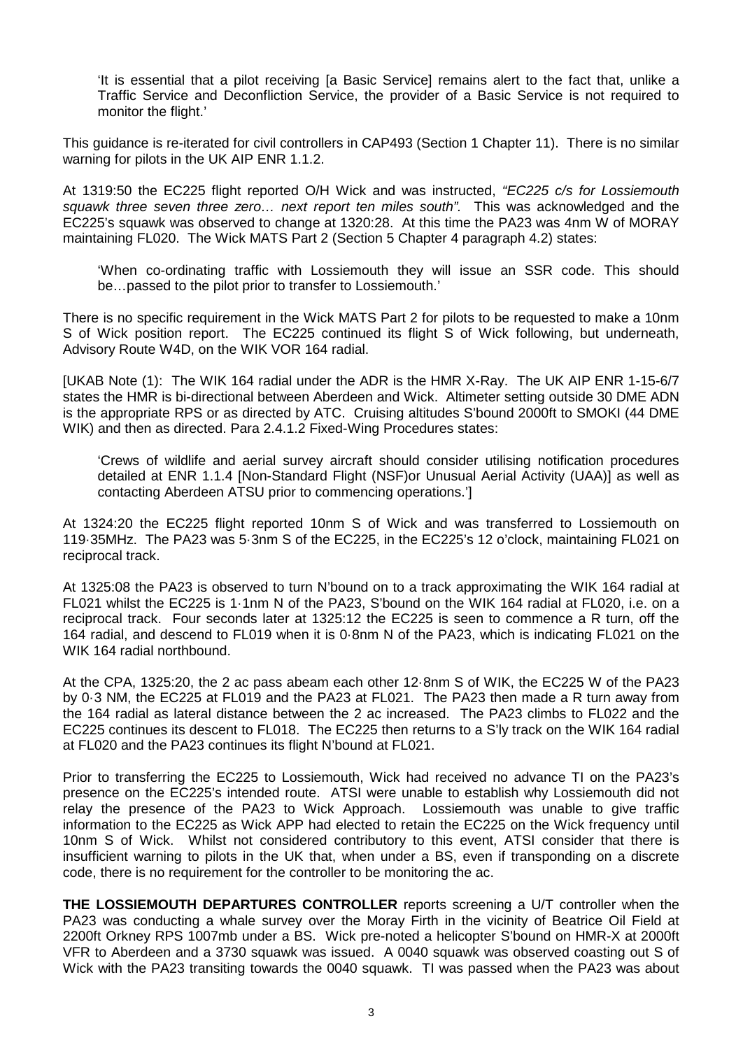'It is essential that a pilot receiving [a Basic Service] remains alert to the fact that, unlike a Traffic Service and Deconfliction Service, the provider of a Basic Service is not required to monitor the flight.'

This guidance is re-iterated for civil controllers in CAP493 (Section 1 Chapter 11). There is no similar warning for pilots in the UK AIP ENR 1.1.2.

At 1319:50 the EC225 flight reported O/H Wick and was instructed, *"EC225 c/s for Lossiemouth squawk three seven three zero… next report ten miles south"*. This was acknowledged and the EC225's squawk was observed to change at 1320:28. At this time the PA23 was 4nm W of MORAY maintaining FL020. The Wick MATS Part 2 (Section 5 Chapter 4 paragraph 4.2) states:

'When co-ordinating traffic with Lossiemouth they will issue an SSR code. This should be…passed to the pilot prior to transfer to Lossiemouth.'

There is no specific requirement in the Wick MATS Part 2 for pilots to be requested to make a 10nm S of Wick position report. The EC225 continued its flight S of Wick following, but underneath, Advisory Route W4D, on the WIK VOR 164 radial.

[UKAB Note (1): The WIK 164 radial under the ADR is the HMR X-Ray. The UK AIP ENR 1-15-6/7 states the HMR is bi-directional between Aberdeen and Wick. Altimeter setting outside 30 DME ADN is the appropriate RPS or as directed by ATC. Cruising altitudes S'bound 2000ft to SMOKI (44 DME WIK) and then as directed. Para 2.4.1.2 Fixed-Wing Procedures states:

'Crews of wildlife and aerial survey aircraft should consider utilising notification procedures detailed at ENR 1.1.4 [Non-Standard Flight (NSF)or Unusual Aerial Activity (UAA)] as well as contacting Aberdeen ATSU prior to commencing operations.']

At 1324:20 the EC225 flight reported 10nm S of Wick and was transferred to Lossiemouth on 119·35MHz. The PA23 was 5·3nm S of the EC225, in the EC225's 12 o'clock, maintaining FL021 on reciprocal track.

At 1325:08 the PA23 is observed to turn N'bound on to a track approximating the WIK 164 radial at FL021 whilst the EC225 is 1·1nm N of the PA23, S'bound on the WIK 164 radial at FL020, i.e. on a reciprocal track. Four seconds later at 1325:12 the EC225 is seen to commence a R turn, off the 164 radial, and descend to FL019 when it is 0·8nm N of the PA23, which is indicating FL021 on the WIK 164 radial northbound.

At the CPA, 1325:20, the 2 ac pass abeam each other 12·8nm S of WIK, the EC225 W of the PA23 by 0·3 NM, the EC225 at FL019 and the PA23 at FL021. The PA23 then made a R turn away from the 164 radial as lateral distance between the 2 ac increased. The PA23 climbs to FL022 and the EC225 continues its descent to FL018. The EC225 then returns to a S'ly track on the WIK 164 radial at FL020 and the PA23 continues its flight N'bound at FL021.

Prior to transferring the EC225 to Lossiemouth, Wick had received no advance TI on the PA23's presence on the EC225's intended route. ATSI were unable to establish why Lossiemouth did not relay the presence of the PA23 to Wick Approach. Lossiemouth was unable to give traffic information to the EC225 as Wick APP had elected to retain the EC225 on the Wick frequency until 10nm S of Wick. Whilst not considered contributory to this event, ATSI consider that there is insufficient warning to pilots in the UK that, when under a BS, even if transponding on a discrete code, there is no requirement for the controller to be monitoring the ac.

**THE LOSSIEMOUTH DEPARTURES CONTROLLER** reports screening a U/T controller when the PA23 was conducting a whale survey over the Moray Firth in the vicinity of Beatrice Oil Field at 2200ft Orkney RPS 1007mb under a BS. Wick pre-noted a helicopter S'bound on HMR-X at 2000ft VFR to Aberdeen and a 3730 squawk was issued. A 0040 squawk was observed coasting out S of Wick with the PA23 transiting towards the 0040 squawk. TI was passed when the PA23 was about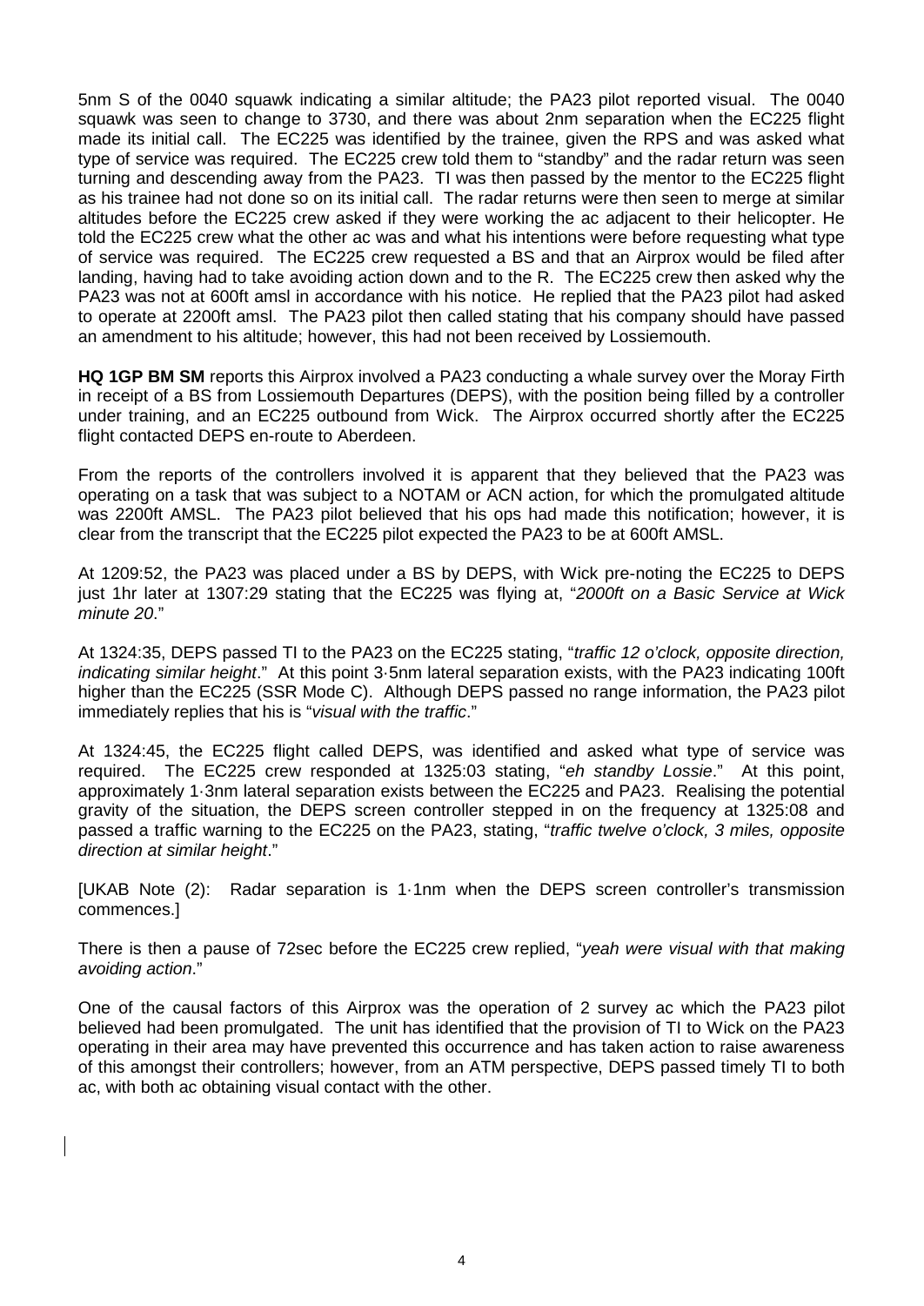5nm S of the 0040 squawk indicating a similar altitude; the PA23 pilot reported visual. The 0040 squawk was seen to change to 3730, and there was about 2nm separation when the EC225 flight made its initial call. The EC225 was identified by the trainee, given the RPS and was asked what type of service was required. The EC225 crew told them to "standby" and the radar return was seen turning and descending away from the PA23. TI was then passed by the mentor to the EC225 flight as his trainee had not done so on its initial call. The radar returns were then seen to merge at similar altitudes before the EC225 crew asked if they were working the ac adjacent to their helicopter. He told the EC225 crew what the other ac was and what his intentions were before requesting what type of service was required. The EC225 crew requested a BS and that an Airprox would be filed after landing, having had to take avoiding action down and to the R. The EC225 crew then asked why the PA23 was not at 600ft amsl in accordance with his notice. He replied that the PA23 pilot had asked to operate at 2200ft amsl. The PA23 pilot then called stating that his company should have passed an amendment to his altitude; however, this had not been received by Lossiemouth.

**HQ 1GP BM SM** reports this Airprox involved a PA23 conducting a whale survey over the Moray Firth in receipt of a BS from Lossiemouth Departures (DEPS), with the position being filled by a controller under training, and an EC225 outbound from Wick. The Airprox occurred shortly after the EC225 flight contacted DEPS en-route to Aberdeen.

From the reports of the controllers involved it is apparent that they believed that the PA23 was operating on a task that was subject to a NOTAM or ACN action, for which the promulgated altitude was 2200ft AMSL. The PA23 pilot believed that his ops had made this notification; however, it is clear from the transcript that the EC225 pilot expected the PA23 to be at 600ft AMSL.

At 1209:52, the PA23 was placed under a BS by DEPS, with Wick pre-noting the EC225 to DEPS just 1hr later at 1307:29 stating that the EC225 was flying at, "*2000ft on a Basic Service at Wick minute 20*."

At 1324:35, DEPS passed TI to the PA23 on the EC225 stating, "*traffic 12 o'clock, opposite direction, indicating similar height*." At this point 3·5nm lateral separation exists, with the PA23 indicating 100ft higher than the EC225 (SSR Mode C). Although DEPS passed no range information, the PA23 pilot immediately replies that his is "*visual with the traffic*."

At 1324:45, the EC225 flight called DEPS, was identified and asked what type of service was required. The EC225 crew responded at 1325:03 stating, "*eh standby Lossie*." At this point, approximately 1·3nm lateral separation exists between the EC225 and PA23. Realising the potential gravity of the situation, the DEPS screen controller stepped in on the frequency at 1325:08 and passed a traffic warning to the EC225 on the PA23, stating, "*traffic twelve o'clock, 3 miles, opposite direction at similar height*."

[UKAB Note (2): Radar separation is 1·1nm when the DEPS screen controller's transmission commences.]

There is then a pause of 72sec before the EC225 crew replied, "*yeah were visual with that making avoiding action*."

One of the causal factors of this Airprox was the operation of 2 survey ac which the PA23 pilot believed had been promulgated. The unit has identified that the provision of TI to Wick on the PA23 operating in their area may have prevented this occurrence and has taken action to raise awareness of this amongst their controllers; however, from an ATM perspective, DEPS passed timely TI to both ac, with both ac obtaining visual contact with the other.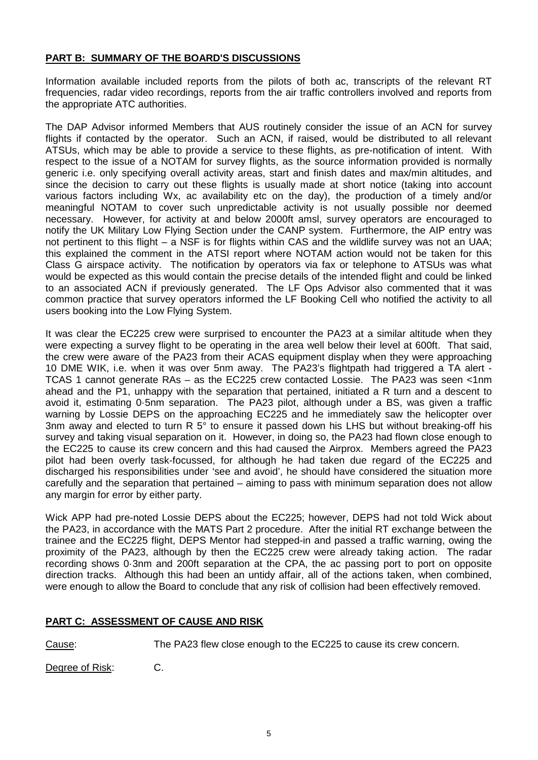## PART B: SUMMARY OF THE BOARD'S DISCUSSIONS

Information available included reports from the pilots of both ac, transcripts of the relevant RT frequencies, radar video recordings, reports from the air traffic controllers involved and reports from the appropriate ATC authorities.

The DAP Advisor informed Members that AUS routinely consider the issue of an ACN for survey flights if contacted by the operator. Such an ACN, if raised, would be distributed to all relevant ATSUs, which may be able to provide a service to these flights, as pre-notification of intent. With respect to the issue of a NOTAM for survey flights, as the source information provided is normally generic i.e. only specifying overall activity areas, start and finish dates and max/min altitudes, and since the decision to carry out these flights is usually made at short notice (taking into account various factors including Wx, ac availability etc on the day), the production of a timely and/or meaningful NOTAM to cover such unpredictable activity is not usually possible nor deemed necessary. However, for activity at and below 2000ft amsl, survey operators are encouraged to notify the UK Military Low Flying Section under the CANP system. Furthermore, the AIP entry was not pertinent to this flight – a NSF is for flights within CAS and the wildlife survey was not an UAA; this explained the comment in the ATSI report where NOTAM action would not be taken for this Class G airspace activity. The notification by operators via fax or telephone to ATSUs was what would be expected as this would contain the precise details of the intended flight and could be linked to an associated ACN if previously generated. The LF Ops Advisor also commented that it was common practice that survey operators informed the LF Booking Cell who notified the activity to all users booking into the Low Flying System.

It was clear the EC225 crew were surprised to encounter the PA23 at a similar altitude when they were expecting a survey flight to be operating in the area well below their level at 600ft. That said, the crew were aware of the PA23 from their ACAS equipment display when they were approaching 10 DME WIK, i.e. when it was over 5nm away. The PA23's flightpath had triggered a TA alert - TCAS 1 cannot generate RAs – as the EC225 crew contacted Lossie. The PA23 was seen <1nm ahead and the P1, unhappy with the separation that pertained, initiated a R turn and a descent to avoid it, estimating 0·5nm separation. The PA23 pilot, although under a BS, was given a traffic warning by Lossie DEPS on the approaching EC225 and he immediately saw the helicopter over 3nm away and elected to turn R 5° to ensure it passed down his LHS but without breaking-off his survey and taking visual separation on it. However, in doing so, the PA23 had flown close enough to the EC225 to cause its crew concern and this had caused the Airprox. Members agreed the PA23 pilot had been overly task-focussed, for although he had taken due regard of the EC225 and discharged his responsibilities under 'see and avoid', he should have considered the situation more carefully and the separation that pertained – aiming to pass with minimum separation does not allow any margin for error by either party.

Wick APP had pre-noted Lossie DEPS about the EC225; however, DEPS had not told Wick about the PA23, in accordance with the MATS Part 2 procedure. After the initial RT exchange between the trainee and the EC225 flight, DEPS Mentor had stepped-in and passed a traffic warning, owing the proximity of the PA23, although by then the EC225 crew were already taking action. The radar recording shows 0·3nm and 200ft separation at the CPA, the ac passing port to port on opposite direction tracks. Although this had been an untidy affair, all of the actions taken, when combined, were enough to allow the Board to conclude that any risk of collision had been effectively removed.

## PART C: ASSESSMENT OF CAUSE AND RISK

Cause: The PA23 flew close enough to the EC225 to cause its crew concern.

Degree of Risk: C.